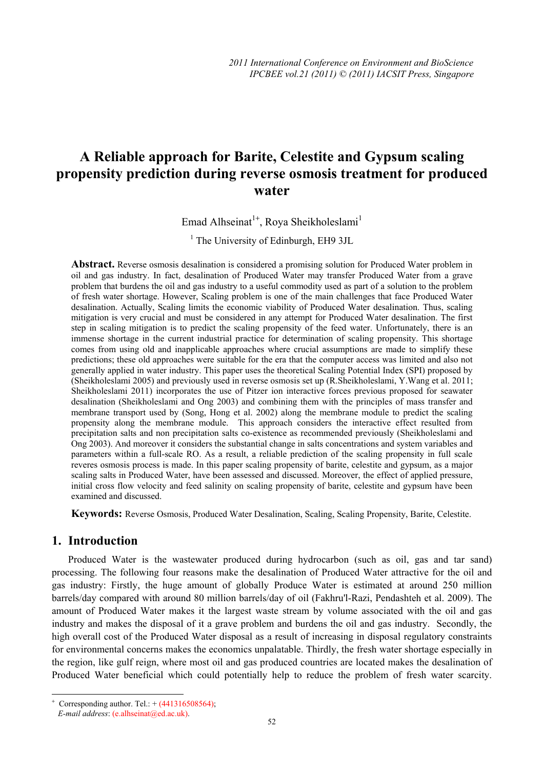# A Reliable approach for Barite, Celestite and Gypsum scaling propensity prediction during reverse osmosis treatment for produced water

Emad Alhseinat[1+], Roya Sheikholeslami[1]

[1] The University of Edinburgh, EH9 3JL

**Abstract.** Reverse osmosis desalination is considered a promising solution for Produced Water problem in oil and gas industry. In fact, desalination of Produced Water may transfer Produced Water from a grave problem that burdens the oil and gas industry to a useful commodity used as part of a solution to the problem of fresh water shortage. However, Scaling problem is one of the main challenges that face Produced Water desalination. Actually, Scaling limits the economic viability of Produced Water desalination. Thus, scaling mitigation is very crucial and must be considered in any attempt for Produced Water desalination. The first step in scaling mitigation is to predict the scaling propensity of the feed water. Unfortunately, there is an immense shortage in the current industrial practice for determination of scaling propensity. This shortage comes from using old and inapplicable approaches where crucial assumptions are made to simplify these predictions; these old approaches were suitable for the era that the computer access was limited and also not generally applied in water industry. This paper uses the theoretical Scaling Potential Index (SPI) proposed by (Sheikholeslami 2005) and previously used in reverse osmosis set up (R.Sheikholeslami, Y.Wang et al. 2011; Sheikholeslami 2011) incorporates the use of Pitzer ion interactive forces previous proposed for seawater desalination (Sheikholeslami and Ong 2003) and combining them with the principles of mass transfer and membrane transport used by (Song, Hong et al. 2002) along the membrane module to predict the scaling propensity along the membrane module. This approach considers the interactive effect resulted from precipitation salts and non precipitation salts co-existence as recommended previously (Sheikholeslami and Ong 2003). And moreover it considers the substantial change in salts concentrations and system variables and parameters within a full-scale RO. As a result, a reliable prediction of the scaling propensity in full scale reveres osmosis process is made. In this paper scaling propensity of barite, celestite and gypsum, as a major scaling salts in Produced Water, have been assessed and discussed. Moreover, the effect of applied pressure, initial cross flow velocity and feed salinity on scaling propensity of barite, celestite and gypsum have been examined and discussed.

**Keywords:** Reverse Osmosis, Produced Water Desalination, Scaling, Scaling Propensity, Barite, Celestite.

## 1. Introduction

Produced Water is the wastewater produced during hydrocarbon (such as oil, gas and tar sand) processing. The following four reasons make the desalination of Produced Water attractive for the oil and gas industry: Firstly, the huge amount of globally Produce Water is estimated at around 250 million barrels/day compared with around 80 million barrels/day of oil (Fakhru'l-Razi, Pendashteh et al. 2009). The amount of Produced Water makes it the largest waste stream by volume associated with the oil and gas industry and makes the disposal of it a grave problem and burdens the oil and gas industry. Secondly, the high overall cost of the Produced Water disposal as a result of increasing in disposal regulatory constraints for environmental concerns makes the economics unpalatable. Thirdly, the fresh water shortage especially in the region, like gulf reign, where most oil and gas produced countries are located makes the desalination of Produced Water beneficial which could potentially help to reduce the problem of fresh water scarcity.

[+] Corresponding author. Tel.: + (441316508564);
*E-mail address*: (e.alhseinat@ed.ac.uk).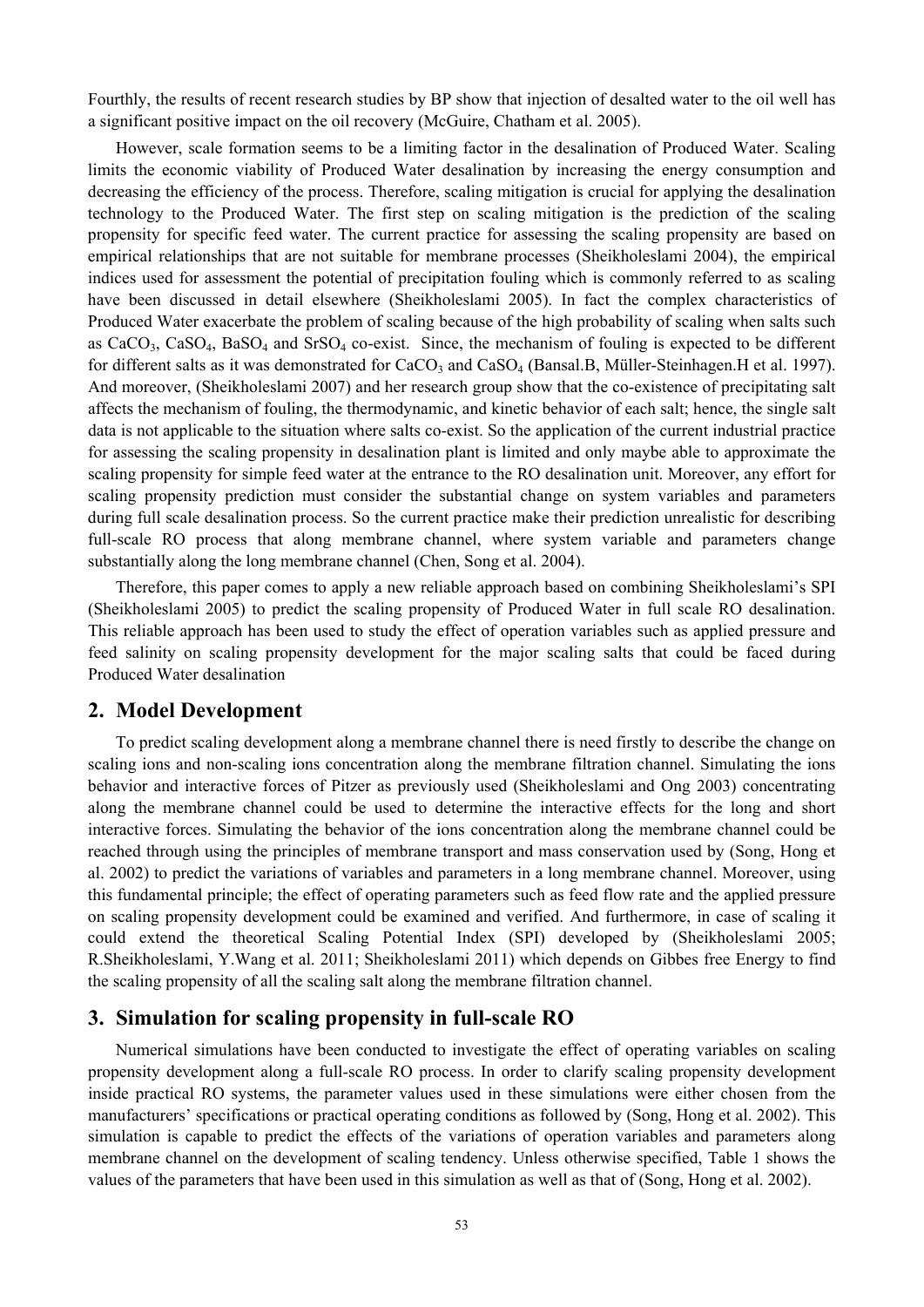Fourthly, the results of recent research studies by BP show that injection of desalted water to the oil well has a significant positive impact on the oil recovery (McGuire, Chatham et al. 2005).

However, scale formation seems to be a limiting factor in the desalination of Produced Water. Scaling limits the economic viability of Produced Water desalination by increasing the energy consumption and decreasing the efficiency of the process. Therefore, scaling mitigation is crucial for applying the desalination technology to the Produced Water. The first step on scaling mitigation is the prediction of the scaling propensity for specific feed water. The current practice for assessing the scaling propensity are based on empirical relationships that are not suitable for membrane processes (Sheikholeslami 2004), the empirical indices used for assessment the potential of precipitation fouling which is commonly referred to as scaling have been discussed in detail elsewhere (Sheikholeslami 2005). In fact the complex characteristics of Produced Water exacerbate the problem of scaling because of the high probability of scaling when salts such as $CaCO_3$, $CaSO_4$, $BaSO_4$ and $SrSO_4$ co-exist. Since, the mechanism of fouling is expected to be different for different salts as it was demonstrated for $CaCO_3$ and $CaSO_4$ (Bansal.B, Müller-Steinhagen.H et al. 1997). And moreover, (Sheikholeslami 2007) and her research group show that the co-existence of precipitating salt affects the mechanism of fouling, the thermodynamic, and kinetic behavior of each salt; hence, the single salt data is not applicable to the situation where salts co-exist. So the application of the current industrial practice for assessing the scaling propensity in desalination plant is limited and only maybe able to approximate the scaling propensity for simple feed water at the entrance to the RO desalination unit. Moreover, any effort for scaling propensity prediction must consider the substantial change on system variables and parameters during full scale desalination process. So the current practice make their prediction unrealistic for describing full-scale RO process that along membrane channel, where system variable and parameters change substantially along the long membrane channel (Chen, Song et al. 2004).

Therefore, this paper comes to apply a new reliable approach based on combining Sheikholeslami's SPI (Sheikholeslami 2005) to predict the scaling propensity of Produced Water in full scale RO desalination. This reliable approach has been used to study the effect of operation variables such as applied pressure and feed salinity on scaling propensity development for the major scaling salts that could be faced during Produced Water desalination

## 2. Model Development

To predict scaling development along a membrane channel there is need firstly to describe the change on scaling ions and non-scaling ions concentration along the membrane filtration channel. Simulating the ions behavior and interactive forces of Pitzer as previously used (Sheikholeslami and Ong 2003) concentrating along the membrane channel could be used to determine the interactive effects for the long and short interactive forces. Simulating the behavior of the ions concentration along the membrane channel could be reached through using the principles of membrane transport and mass conservation used by (Song, Hong et al. 2002) to predict the variations of variables and parameters in a long membrane channel. Moreover, using this fundamental principle; the effect of operating parameters such as feed flow rate and the applied pressure on scaling propensity development could be examined and verified. And furthermore, in case of scaling it could extend the theoretical Scaling Potential Index (SPI) developed by (Sheikholeslami 2005; R.Sheikholeslami, Y.Wang et al. 2011; Sheikholeslami 2011) which depends on Gibbes free Energy to find the scaling propensity of all the scaling salt along the membrane filtration channel.

## 3. Simulation for scaling propensity in full-scale RO

Numerical simulations have been conducted to investigate the effect of operating variables on scaling propensity development along a full-scale RO process. In order to clarify scaling propensity development inside practical RO systems, the parameter values used in these simulations were either chosen from the manufacturers' specifications or practical operating conditions as followed by (Song, Hong et al. 2002). This simulation is capable to predict the effects of the variations of operation variables and parameters along membrane channel on the development of scaling tendency. Unless otherwise specified, Table 1 shows the values of the parameters that have been used in this simulation as well as that of (Song, Hong et al. 2002).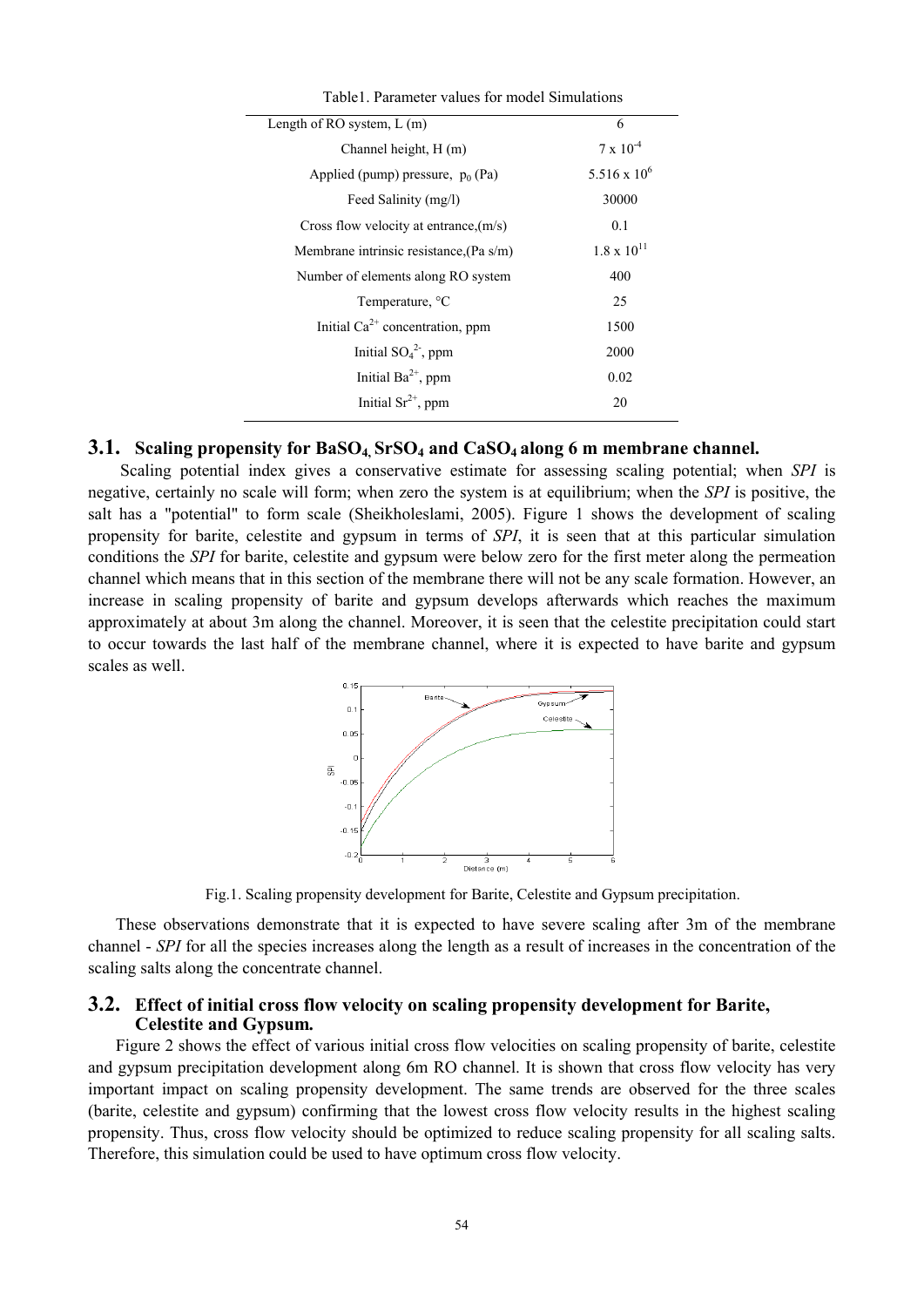Table1. Parameter values for model Simulations

| | |
|---|---|
| Length of RO system, L (m) | 6 |
| Channel height, H (m) | $7 \times 10^{-4}$ |
| Applied (pump) pressure, $p_0$ (Pa) | $5.516 \times 10^{6}$ |
| Feed Salinity (mg/l) | 30000 |
| Cross flow velocity at entrance,(m/s) | 0.1 |
| Membrane intrinsic resistance,(Pa s/m) | $1.8 \times 10^{11}$ |
| Number of elements along RO system | 400 |
| Temperature, °C | 25 |
| Initial $Ca^{2+}$ concentration, ppm | 1500 |
| Initial $SO_4^{2-}$, ppm | 2000 |
| Initial $Ba^{2+}$, ppm | 0.02 |
| Initial $Sr^{2+}$, ppm | 20 |

## 3.1. Scaling propensity for $BaSO_4$, $SrSO_4$ and $CaSO_4$ along 6 m membrane channel.

Scaling potential index gives a conservative estimate for assessing scaling potential; when *SPI* is negative, certainly no scale will form; when zero the system is at equilibrium; when the *SPI* is positive, the salt has a "potential" to form scale (Sheikholeslami, 2005). Figure 1 shows the development of scaling propensity for barite, celestite and gypsum in terms of *SPI*, it is seen that at this particular simulation conditions the *SPI* for barite, celestite and gypsum were below zero for the first meter along the permeation channel which means that in this section of the membrane there will not be any scale formation. However, an increase in scaling propensity of barite and gypsum develops afterwards which reaches the maximum approximately at about 3m along the channel. Moreover, it is seen that the celestite precipitation could start to occur towards the last half of the membrane channel, where it is expected to have barite and gypsum scales as well.

Fig.1. Scaling propensity development for Barite, Celestite and Gypsum precipitation.

These observations demonstrate that it is expected to have severe scaling after 3m of the membrane channel - *SPI* for all the species increases along the length as a result of increases in the concentration of the scaling salts along the concentrate channel.

## 3.2. Effect of initial cross flow velocity on scaling propensity development for Barite, Celestite and Gypsum.

Figure 2 shows the effect of various initial cross flow velocities on scaling propensity of barite, celestite and gypsum precipitation development along 6m RO channel. It is shown that cross flow velocity has very important impact on scaling propensity development. The same trends are observed for the three scales (barite, celestite and gypsum) confirming that the lowest cross flow velocity results in the highest scaling propensity. Thus, cross flow velocity should be optimized to reduce scaling propensity for all scaling salts. Therefore, this simulation could be used to have optimum cross flow velocity.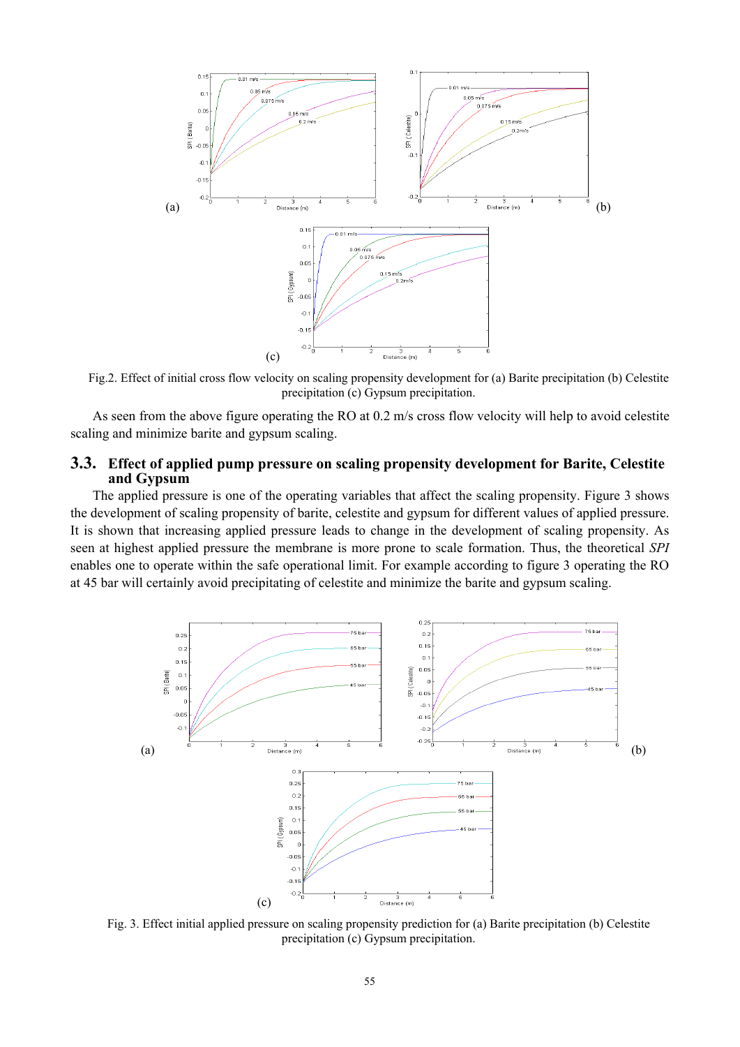Fig.2. Effect of initial cross flow velocity on scaling propensity development for (a) Barite precipitation (b) Celestite precipitation (c) Gypsum precipitation.

As seen from the above figure operating the RO at 0.2 m/s cross flow velocity will help to avoid celestite scaling and minimize barite and gypsum scaling.

## 3.3. Effect of applied pump pressure on scaling propensity development for Barite, Celestite and Gypsum

The applied pressure is one of the operating variables that affect the scaling propensity. Figure 3 shows the development of scaling propensity of barite, celestite and gypsum for different values of applied pressure. It is shown that increasing applied pressure leads to change in the development of scaling propensity. As seen at highest applied pressure the membrane is more prone to scale formation. Thus, the theoretical *SPI* enables one to operate within the safe operational limit. For example according to figure 3 operating the RO at 45 bar will certainly avoid precipitating of celestite and minimize the barite and gypsum scaling.

Fig. 3. Effect initial applied pressure on scaling propensity prediction for (a) Barite precipitation (b) Celestite precipitation (c) Gypsum precipitation.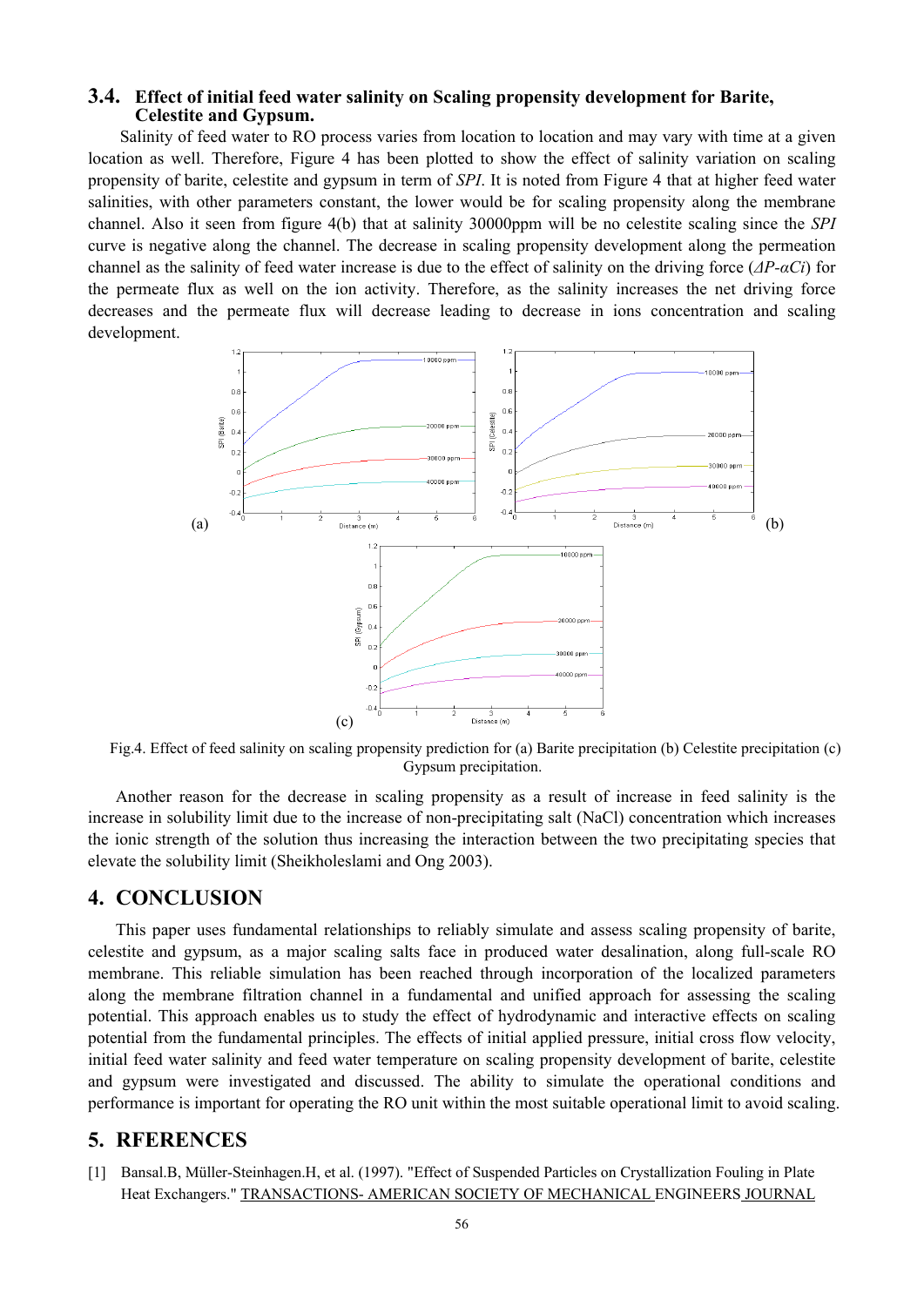### 3.4. Effect of initial feed water salinity on Scaling propensity development for Barite, Celestite and Gypsum.

Salinity of feed water to RO process varies from location to location and may vary with time at a given location as well. Therefore, Figure 4 has been plotted to show the effect of salinity variation on scaling propensity of barite, celestite and gypsum in term of *SPI*. It is noted from Figure 4 that at higher feed water salinities, with other parameters constant, the lower would be for scaling propensity along the membrane channel. Also it seen from figure 4(b) that at salinity 30000ppm will be no celestite scaling since the *SPI* curve is negative along the channel. The decrease in scaling propensity development along the permeation channel as the salinity of feed water increase is due to the effect of salinity on the driving force ($\Delta P$-$\alpha C_i$) for the permeate flux as well on the ion activity. Therefore, as the salinity increases the net driving force decreases and the permeate flux will decrease leading to decrease in ions concentration and scaling development.

Fig.4. Effect of feed salinity on scaling propensity prediction for (a) Barite precipitation (b) Celestite precipitation (c) Gypsum precipitation.

Another reason for the decrease in scaling propensity as a result of increase in feed salinity is the increase in solubility limit due to the increase of non-precipitating salt (NaCl) concentration which increases the ionic strength of the solution thus increasing the interaction between the two precipitating species that elevate the solubility limit (Sheikholeslami and Ong 2003).

## 4. CONCLUSION

This paper uses fundamental relationships to reliably simulate and assess scaling propensity of barite, celestite and gypsum, as a major scaling salts face in produced water desalination, along full-scale RO membrane. This reliable simulation has been reached through incorporation of the localized parameters along the membrane filtration channel in a fundamental and unified approach for assessing the scaling potential. This approach enables us to study the effect of hydrodynamic and interactive effects on scaling potential from the fundamental principles. The effects of initial applied pressure, initial cross flow velocity, initial feed water salinity and feed water temperature on scaling propensity development of barite, celestite and gypsum were investigated and discussed. The ability to simulate the operational conditions and performance is important for operating the RO unit within the most suitable operational limit to avoid scaling.

## 5. RFERENCES

[1] Bansal.B, Müller-Steinhagen.H, et al. (1997). "Effect of Suspended Particles on Crystallization Fouling in Plate Heat Exchangers." TRANSACTIONS- AMERICAN SOCIETY OF MECHANICAL ENGINEERS JOURNAL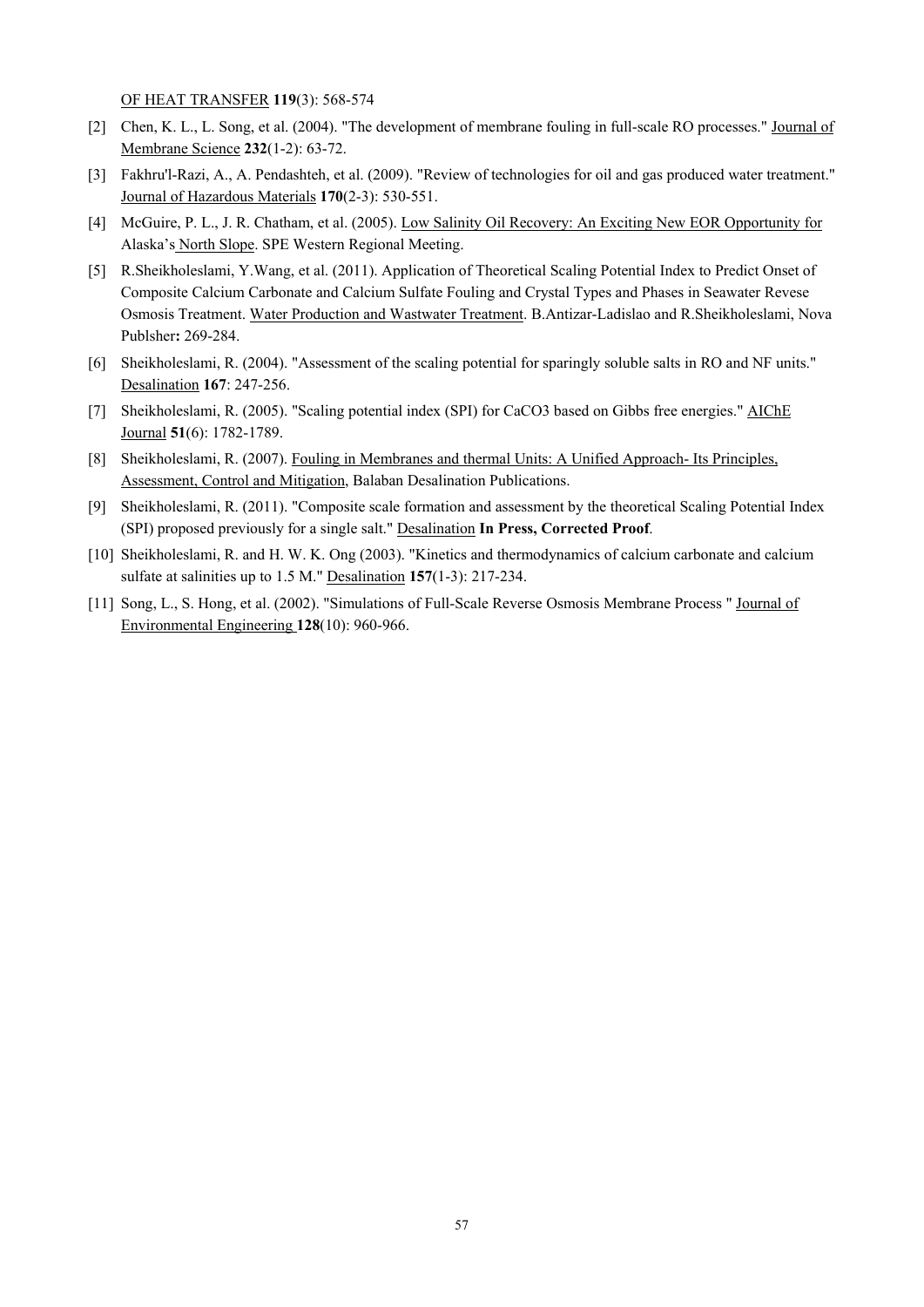OF HEAT TRANSFER **119**(3): 568-574

[2] Chen, K. L., L. Song, et al. (2004). "The development of membrane fouling in full-scale RO processes." Journal of Membrane Science **232**(1-2): 63-72.

[3] Fakhru'l-Razi, A., A. Pendashteh, et al. (2009). "Review of technologies for oil and gas produced water treatment." Journal of Hazardous Materials **170**(2-3): 530-551.

[4] McGuire, P. L., J. R. Chatham, et al. (2005). Low Salinity Oil Recovery: An Exciting New EOR Opportunity for Alaska's North Slope. SPE Western Regional Meeting.

[5] R.Sheikholeslami, Y.Wang, et al. (2011). Application of Theoretical Scaling Potential Index to Predict Onset of Composite Calcium Carbonate and Calcium Sulfate Fouling and Crystal Types and Phases in Seawater Revese Osmosis Treatment. Water Production and Wastwater Treatment. B.Antizar-Ladislao and R.Sheikholeslami, Nova Publsher**:** 269-284.

[6] Sheikholeslami, R. (2004). "Assessment of the scaling potential for sparingly soluble salts in RO and NF units." Desalination **167**: 247-256.

[7] Sheikholeslami, R. (2005). "Scaling potential index (SPI) for CaCO3 based on Gibbs free energies." AIChE Journal **51**(6): 1782-1789.

[8] Sheikholeslami, R. (2007). Fouling in Membranes and thermal Units: A Unified Approach- Its Principles, Assessment, Control and Mitigation, Balaban Desalination Publications.

[9] Sheikholeslami, R. (2011). "Composite scale formation and assessment by the theoretical Scaling Potential Index (SPI) proposed previously for a single salt." Desalination **In Press, Corrected Proof**.

[10] Sheikholeslami, R. and H. W. K. Ong (2003). "Kinetics and thermodynamics of calcium carbonate and calcium sulfate at salinities up to 1.5 M." Desalination **157**(1-3): 217-234.

[11] Song, L., S. Hong, et al. (2002). "Simulations of Full-Scale Reverse Osmosis Membrane Process " Journal of Environmental Engineering **128**(10): 960-966.